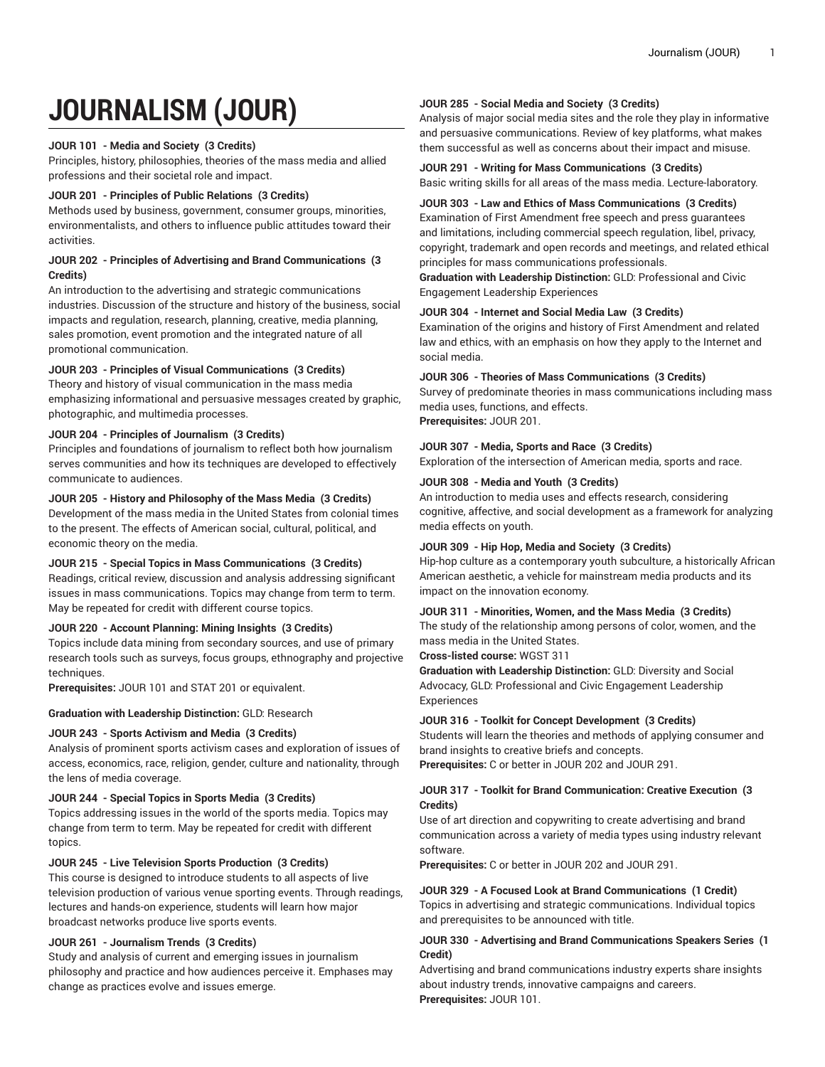# JOURNALISM (JOUR)

**JOUR 101 - Media and Society (3 Credits)**
Principles, history, philosophies, theories of the mass media and allied professions and their societal role and impact.

**JOUR 201 - Principles of Public Relations (3 Credits)**
Methods used by business, government, consumer groups, minorities, environmentalists, and others to influence public attitudes toward their activities.

**JOUR 202 - Principles of Advertising and Brand Communications (3 Credits)**
An introduction to the advertising and strategic communications industries. Discussion of the structure and history of the business, social impacts and regulation, research, planning, creative, media planning, sales promotion, event promotion and the integrated nature of all promotional communication.

**JOUR 203 - Principles of Visual Communications (3 Credits)**
Theory and history of visual communication in the mass media emphasizing informational and persuasive messages created by graphic, photographic, and multimedia processes.

**JOUR 204 - Principles of Journalism (3 Credits)**
Principles and foundations of journalism to reflect both how journalism serves communities and how its techniques are developed to effectively communicate to audiences.

**JOUR 205 - History and Philosophy of the Mass Media (3 Credits)**
Development of the mass media in the United States from colonial times to the present. The effects of American social, cultural, political, and economic theory on the media.

**JOUR 215 - Special Topics in Mass Communications (3 Credits)**
Readings, critical review, discussion and analysis addressing significant issues in mass communications. Topics may change from term to term. May be repeated for credit with different course topics.

**JOUR 220 - Account Planning: Mining Insights (3 Credits)**
Topics include data mining from secondary sources, and use of primary research tools such as surveys, focus groups, ethnography and projective techniques.
**Prerequisites:** JOUR 101 and STAT 201 or equivalent.

**Graduation with Leadership Distinction:** GLD: Research

**JOUR 243 - Sports Activism and Media (3 Credits)**
Analysis of prominent sports activism cases and exploration of issues of access, economics, race, religion, gender, culture and nationality, through the lens of media coverage.

**JOUR 244 - Special Topics in Sports Media (3 Credits)**
Topics addressing issues in the world of the sports media. Topics may change from term to term. May be repeated for credit with different topics.

**JOUR 245 - Live Television Sports Production (3 Credits)**
This course is designed to introduce students to all aspects of live television production of various venue sporting events. Through readings, lectures and hands-on experience, students will learn how major broadcast networks produce live sports events.

**JOUR 261 - Journalism Trends (3 Credits)**
Study and analysis of current and emerging issues in journalism philosophy and practice and how audiences perceive it. Emphases may change as practices evolve and issues emerge.

**JOUR 285 - Social Media and Society (3 Credits)**
Analysis of major social media sites and the role they play in informative and persuasive communications. Review of key platforms, what makes them successful as well as concerns about their impact and misuse.

**JOUR 291 - Writing for Mass Communications (3 Credits)**
Basic writing skills for all areas of the mass media. Lecture-laboratory.

**JOUR 303 - Law and Ethics of Mass Communications (3 Credits)**
Examination of First Amendment free speech and press guarantees and limitations, including commercial speech regulation, libel, privacy, copyright, trademark and open records and meetings, and related ethical principles for mass communications professionals.
**Graduation with Leadership Distinction:** GLD: Professional and Civic Engagement Leadership Experiences

**JOUR 304 - Internet and Social Media Law (3 Credits)**
Examination of the origins and history of First Amendment and related law and ethics, with an emphasis on how they apply to the Internet and social media.

**JOUR 306 - Theories of Mass Communications (3 Credits)**
Survey of predominate theories in mass communications including mass media uses, functions, and effects.
**Prerequisites:** JOUR 201.

**JOUR 307 - Media, Sports and Race (3 Credits)**
Exploration of the intersection of American media, sports and race.

**JOUR 308 - Media and Youth (3 Credits)**
An introduction to media uses and effects research, considering cognitive, affective, and social development as a framework for analyzing media effects on youth.

**JOUR 309 - Hip Hop, Media and Society (3 Credits)**
Hip-hop culture as a contemporary youth subculture, a historically African American aesthetic, a vehicle for mainstream media products and its impact on the innovation economy.

**JOUR 311 - Minorities, Women, and the Mass Media (3 Credits)**
The study of the relationship among persons of color, women, and the mass media in the United States.
**Cross-listed course:** WGST 311
**Graduation with Leadership Distinction:** GLD: Diversity and Social Advocacy, GLD: Professional and Civic Engagement Leadership Experiences

**JOUR 316 - Toolkit for Concept Development (3 Credits)**
Students will learn the theories and methods of applying consumer and brand insights to creative briefs and concepts.
**Prerequisites:** C or better in JOUR 202 and JOUR 291.

**JOUR 317 - Toolkit for Brand Communication: Creative Execution (3 Credits)**
Use of art direction and copywriting to create advertising and brand communication across a variety of media types using industry relevant software.
**Prerequisites:** C or better in JOUR 202 and JOUR 291.

**JOUR 329 - A Focused Look at Brand Communications (1 Credit)**
Topics in advertising and strategic communications. Individual topics and prerequisites to be announced with title.

**JOUR 330 - Advertising and Brand Communications Speakers Series (1 Credit)**
Advertising and brand communications industry experts share insights about industry trends, innovative campaigns and careers.
**Prerequisites:** JOUR 101.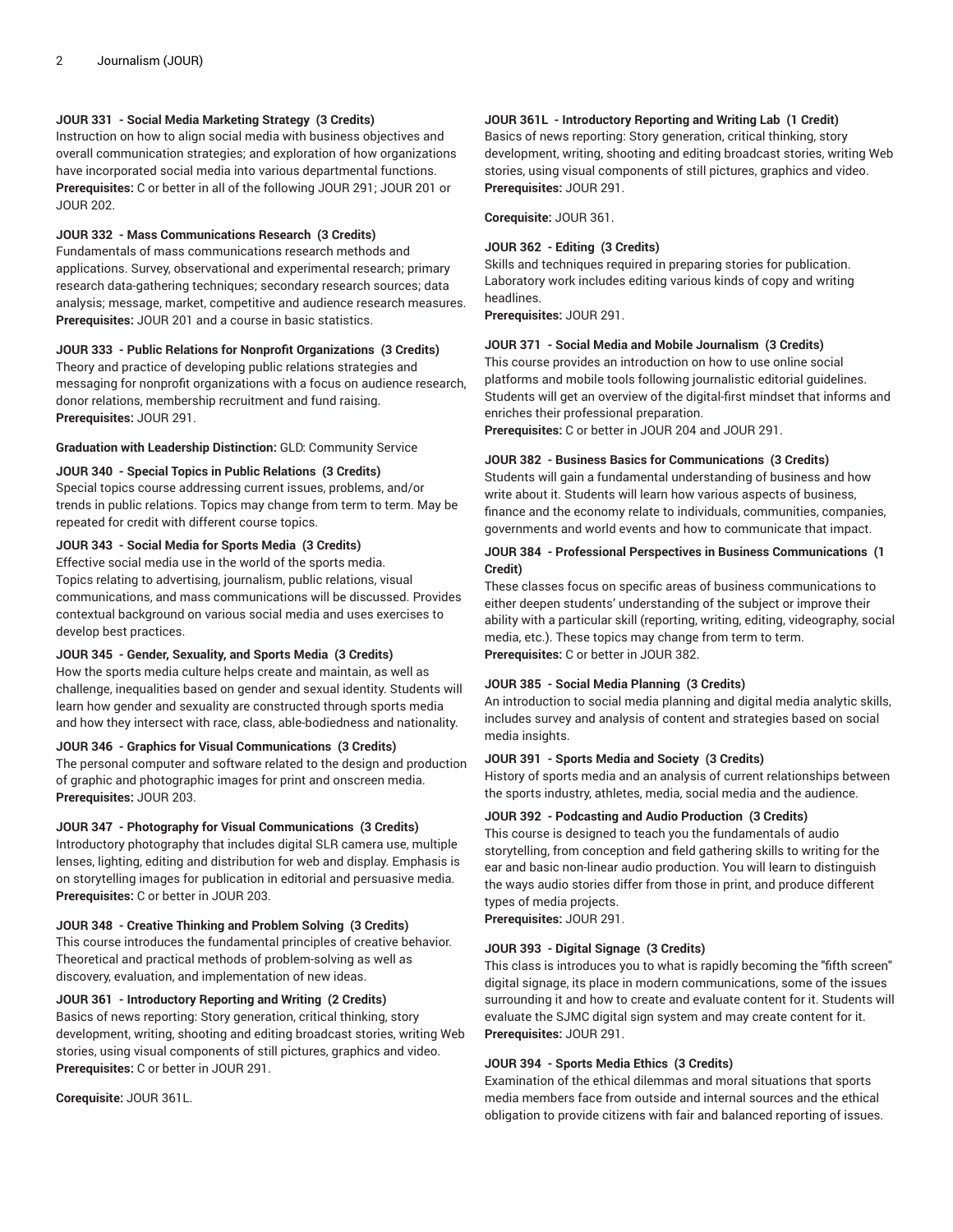**JOUR 331 - Social Media Marketing Strategy (3 Credits)**
Instruction on how to align social media with business objectives and overall communication strategies; and exploration of how organizations have incorporated social media into various departmental functions.
**Prerequisites:** C or better in all of the following JOUR 291; JOUR 201 or JOUR 202.

**JOUR 332 - Mass Communications Research (3 Credits)**
Fundamentals of mass communications research methods and applications. Survey, observational and experimental research; primary research data-gathering techniques; secondary research sources; data analysis; message, market, competitive and audience research measures.
**Prerequisites:** JOUR 201 and a course in basic statistics.

**JOUR 333 - Public Relations for Nonprofit Organizations (3 Credits)**
Theory and practice of developing public relations strategies and messaging for nonprofit organizations with a focus on audience research, donor relations, membership recruitment and fund raising.
**Prerequisites:** JOUR 291.

**Graduation with Leadership Distinction:** GLD: Community Service

**JOUR 340 - Special Topics in Public Relations (3 Credits)**
Special topics course addressing current issues, problems, and/or trends in public relations. Topics may change from term to term. May be repeated for credit with different course topics.

**JOUR 343 - Social Media for Sports Media (3 Credits)**
Effective social media use in the world of the sports media. Topics relating to advertising, journalism, public relations, visual communications, and mass communications will be discussed. Provides contextual background on various social media and uses exercises to develop best practices.

**JOUR 345 - Gender, Sexuality, and Sports Media (3 Credits)**
How the sports media culture helps create and maintain, as well as challenge, inequalities based on gender and sexual identity. Students will learn how gender and sexuality are constructed through sports media and how they intersect with race, class, able-bodiedness and nationality.

**JOUR 346 - Graphics for Visual Communications (3 Credits)**
The personal computer and software related to the design and production of graphic and photographic images for print and onscreen media.
**Prerequisites:** JOUR 203.

**JOUR 347 - Photography for Visual Communications (3 Credits)**
Introductory photography that includes digital SLR camera use, multiple lenses, lighting, editing and distribution for web and display. Emphasis is on storytelling images for publication in editorial and persuasive media.
**Prerequisites:** C or better in JOUR 203.

**JOUR 348 - Creative Thinking and Problem Solving (3 Credits)**
This course introduces the fundamental principles of creative behavior. Theoretical and practical methods of problem-solving as well as discovery, evaluation, and implementation of new ideas.

**JOUR 361 - Introductory Reporting and Writing (2 Credits)**
Basics of news reporting: Story generation, critical thinking, story development, writing, shooting and editing broadcast stories, writing Web stories, using visual components of still pictures, graphics and video.
**Prerequisites:** C or better in JOUR 291.

**Corequisite:** JOUR 361L.

**JOUR 361L - Introductory Reporting and Writing Lab (1 Credit)**
Basics of news reporting: Story generation, critical thinking, story development, writing, shooting and editing broadcast stories, writing Web stories, using visual components of still pictures, graphics and video.
**Prerequisites:** JOUR 291.

**Corequisite:** JOUR 361.

**JOUR 362 - Editing (3 Credits)**
Skills and techniques required in preparing stories for publication. Laboratory work includes editing various kinds of copy and writing headlines.
**Prerequisites:** JOUR 291.

**JOUR 371 - Social Media and Mobile Journalism (3 Credits)**
This course provides an introduction on how to use online social platforms and mobile tools following journalistic editorial guidelines. Students will get an overview of the digital-first mindset that informs and enriches their professional preparation.
**Prerequisites:** C or better in JOUR 204 and JOUR 291.

**JOUR 382 - Business Basics for Communications (3 Credits)**
Students will gain a fundamental understanding of business and how write about it. Students will learn how various aspects of business, finance and the economy relate to individuals, communities, companies, governments and world events and how to communicate that impact.

**JOUR 384 - Professional Perspectives in Business Communications (1 Credit)**
These classes focus on specific areas of business communications to either deepen students' understanding of the subject or improve their ability with a particular skill (reporting, writing, editing, videography, social media, etc.). These topics may change from term to term.
**Prerequisites:** C or better in JOUR 382.

**JOUR 385 - Social Media Planning (3 Credits)**
An introduction to social media planning and digital media analytic skills, includes survey and analysis of content and strategies based on social media insights.

**JOUR 391 - Sports Media and Society (3 Credits)**
History of sports media and an analysis of current relationships between the sports industry, athletes, media, social media and the audience.

**JOUR 392 - Podcasting and Audio Production (3 Credits)**
This course is designed to teach you the fundamentals of audio storytelling, from conception and field gathering skills to writing for the ear and basic non-linear audio production. You will learn to distinguish the ways audio stories differ from those in print, and produce different types of media projects.
**Prerequisites:** JOUR 291.

**JOUR 393 - Digital Signage (3 Credits)**
This class is introduces you to what is rapidly becoming the "fifth screen" digital signage, its place in modern communications, some of the issues surrounding it and how to create and evaluate content for it. Students will evaluate the SJMC digital sign system and may create content for it.
**Prerequisites:** JOUR 291.

**JOUR 394 - Sports Media Ethics (3 Credits)**
Examination of the ethical dilemmas and moral situations that sports media members face from outside and internal sources and the ethical obligation to provide citizens with fair and balanced reporting of issues.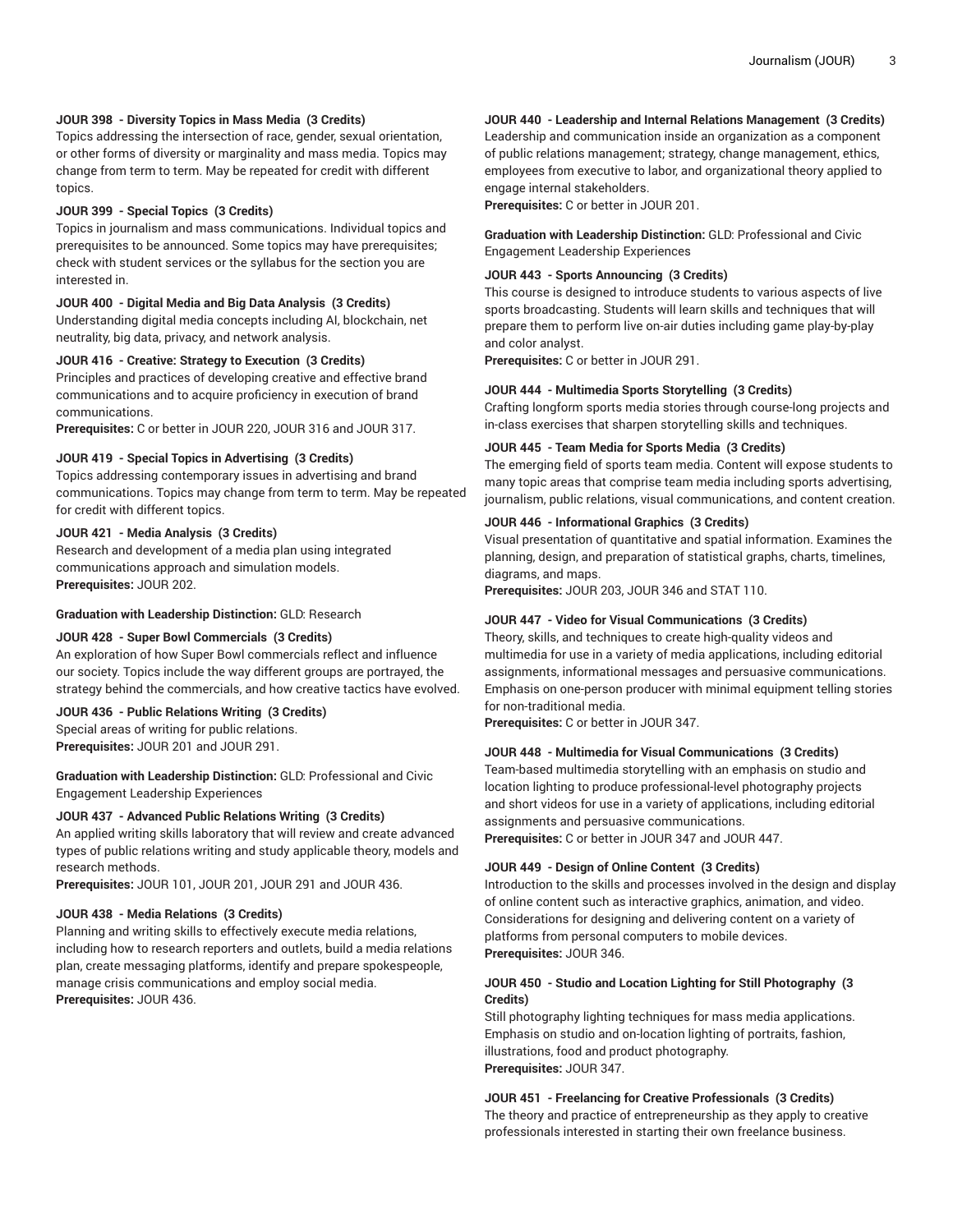**JOUR 398 - Diversity Topics in Mass Media (3 Credits)**
Topics addressing the intersection of race, gender, sexual orientation, or other forms of diversity or marginality and mass media. Topics may change from term to term. May be repeated for credit with different topics.

**JOUR 399 - Special Topics (3 Credits)**
Topics in journalism and mass communications. Individual topics and prerequisites to be announced. Some topics may have prerequisites; check with student services or the syllabus for the section you are interested in.

**JOUR 400 - Digital Media and Big Data Analysis (3 Credits)**
Understanding digital media concepts including AI, blockchain, net neutrality, big data, privacy, and network analysis.

**JOUR 416 - Creative: Strategy to Execution (3 Credits)**
Principles and practices of developing creative and effective brand communications and to acquire proficiency in execution of brand communications.
**Prerequisites:** C or better in JOUR 220, JOUR 316 and JOUR 317.

**JOUR 419 - Special Topics in Advertising (3 Credits)**
Topics addressing contemporary issues in advertising and brand communications. Topics may change from term to term. May be repeated for credit with different topics.

**JOUR 421 - Media Analysis (3 Credits)**
Research and development of a media plan using integrated communications approach and simulation models.
**Prerequisites:** JOUR 202.

**Graduation with Leadership Distinction:** GLD: Research

**JOUR 428 - Super Bowl Commercials (3 Credits)**
An exploration of how Super Bowl commercials reflect and influence our society. Topics include the way different groups are portrayed, the strategy behind the commercials, and how creative tactics have evolved.

**JOUR 436 - Public Relations Writing (3 Credits)**
Special areas of writing for public relations.
**Prerequisites:** JOUR 201 and JOUR 291.

**Graduation with Leadership Distinction:** GLD: Professional and Civic Engagement Leadership Experiences

**JOUR 437 - Advanced Public Relations Writing (3 Credits)**
An applied writing skills laboratory that will review and create advanced types of public relations writing and study applicable theory, models and research methods.
**Prerequisites:** JOUR 101, JOUR 201, JOUR 291 and JOUR 436.

**JOUR 438 - Media Relations (3 Credits)**
Planning and writing skills to effectively execute media relations, including how to research reporters and outlets, build a media relations plan, create messaging platforms, identify and prepare spokespeople, manage crisis communications and employ social media.
**Prerequisites:** JOUR 436.

**JOUR 440 - Leadership and Internal Relations Management (3 Credits)**
Leadership and communication inside an organization as a component of public relations management; strategy, change management, ethics, employees from executive to labor, and organizational theory applied to engage internal stakeholders.
**Prerequisites:** C or better in JOUR 201.

**Graduation with Leadership Distinction:** GLD: Professional and Civic Engagement Leadership Experiences

**JOUR 443 - Sports Announcing (3 Credits)**
This course is designed to introduce students to various aspects of live sports broadcasting. Students will learn skills and techniques that will prepare them to perform live on-air duties including game play-by-play and color analyst.
**Prerequisites:** C or better in JOUR 291.

**JOUR 444 - Multimedia Sports Storytelling (3 Credits)**
Crafting longform sports media stories through course-long projects and in-class exercises that sharpen storytelling skills and techniques.

**JOUR 445 - Team Media for Sports Media (3 Credits)**
The emerging field of sports team media. Content will expose students to many topic areas that comprise team media including sports advertising, journalism, public relations, visual communications, and content creation.

**JOUR 446 - Informational Graphics (3 Credits)**
Visual presentation of quantitative and spatial information. Examines the planning, design, and preparation of statistical graphs, charts, timelines, diagrams, and maps.
**Prerequisites:** JOUR 203, JOUR 346 and STAT 110.

**JOUR 447 - Video for Visual Communications (3 Credits)**
Theory, skills, and techniques to create high-quality videos and multimedia for use in a variety of media applications, including editorial assignments, informational messages and persuasive communications. Emphasis on one-person producer with minimal equipment telling stories for non-traditional media.
**Prerequisites:** C or better in JOUR 347.

**JOUR 448 - Multimedia for Visual Communications (3 Credits)**
Team-based multimedia storytelling with an emphasis on studio and location lighting to produce professional-level photography projects and short videos for use in a variety of applications, including editorial assignments and persuasive communications.
**Prerequisites:** C or better in JOUR 347 and JOUR 447.

**JOUR 449 - Design of Online Content (3 Credits)**
Introduction to the skills and processes involved in the design and display of online content such as interactive graphics, animation, and video. Considerations for designing and delivering content on a variety of platforms from personal computers to mobile devices.
**Prerequisites:** JOUR 346.

**JOUR 450 - Studio and Location Lighting for Still Photography (3 Credits)**
Still photography lighting techniques for mass media applications. Emphasis on studio and on-location lighting of portraits, fashion, illustrations, food and product photography.
**Prerequisites:** JOUR 347.

**JOUR 451 - Freelancing for Creative Professionals (3 Credits)**
The theory and practice of entrepreneurship as they apply to creative professionals interested in starting their own freelance business.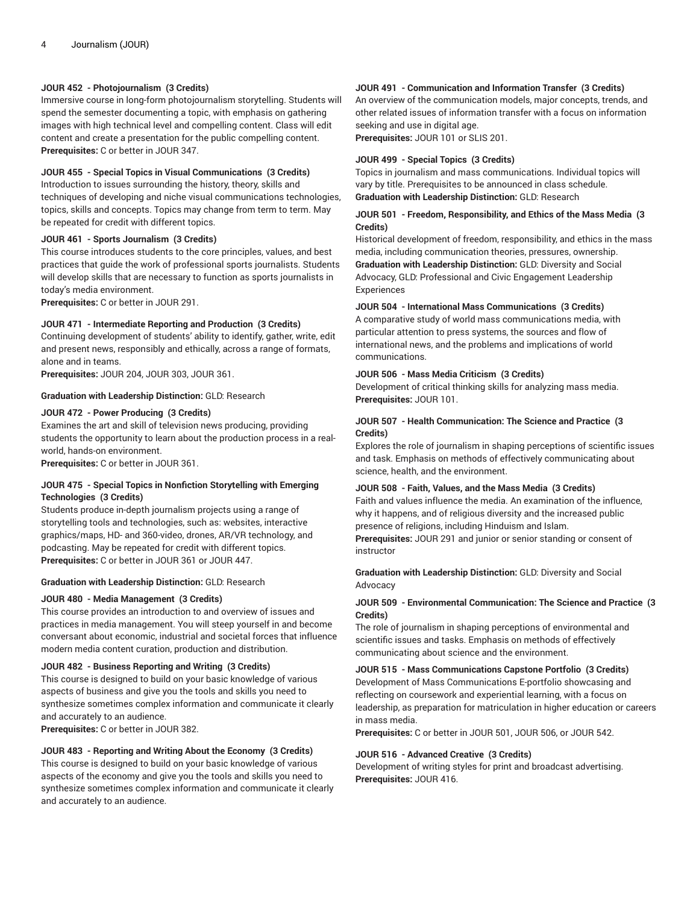**JOUR 452 - Photojournalism (3 Credits)**
Immersive course in long-form photojournalism storytelling. Students will spend the semester documenting a topic, with emphasis on gathering images with high technical level and compelling content. Class will edit content and create a presentation for the public compelling content.
**Prerequisites:** C or better in JOUR 347.

**JOUR 455 - Special Topics in Visual Communications (3 Credits)**
Introduction to issues surrounding the history, theory, skills and techniques of developing and niche visual communications technologies, topics, skills and concepts. Topics may change from term to term. May be repeated for credit with different topics.

**JOUR 461 - Sports Journalism (3 Credits)**
This course introduces students to the core principles, values, and best practices that guide the work of professional sports journalists. Students will develop skills that are necessary to function as sports journalists in today's media environment.
**Prerequisites:** C or better in JOUR 291.

**JOUR 471 - Intermediate Reporting and Production (3 Credits)**
Continuing development of students' ability to identify, gather, write, edit and present news, responsibly and ethically, across a range of formats, alone and in teams.
**Prerequisites:** JOUR 204, JOUR 303, JOUR 361.

**Graduation with Leadership Distinction:** GLD: Research

**JOUR 472 - Power Producing (3 Credits)**
Examines the art and skill of television news producing, providing students the opportunity to learn about the production process in a real-world, hands-on environment.
**Prerequisites:** C or better in JOUR 361.

**JOUR 475 - Special Topics in Nonfiction Storytelling with Emerging Technologies (3 Credits)**
Students produce in-depth journalism projects using a range of storytelling tools and technologies, such as: websites, interactive graphics/maps, HD- and 360-video, drones, AR/VR technology, and podcasting. May be repeated for credit with different topics.
**Prerequisites:** C or better in JOUR 361 or JOUR 447.

**Graduation with Leadership Distinction:** GLD: Research

**JOUR 480 - Media Management (3 Credits)**
This course provides an introduction to and overview of issues and practices in media management. You will steep yourself in and become conversant about economic, industrial and societal forces that influence modern media content curation, production and distribution.

**JOUR 482 - Business Reporting and Writing (3 Credits)**
This course is designed to build on your basic knowledge of various aspects of business and give you the tools and skills you need to synthesize sometimes complex information and communicate it clearly and accurately to an audience.
**Prerequisites:** C or better in JOUR 382.

**JOUR 483 - Reporting and Writing About the Economy (3 Credits)**
This course is designed to build on your basic knowledge of various aspects of the economy and give you the tools and skills you need to synthesize sometimes complex information and communicate it clearly and accurately to an audience.

**JOUR 491 - Communication and Information Transfer (3 Credits)**
An overview of the communication models, major concepts, trends, and other related issues of information transfer with a focus on information seeking and use in digital age.
**Prerequisites:** JOUR 101 or SLIS 201.

**JOUR 499 - Special Topics (3 Credits)**
Topics in journalism and mass communications. Individual topics will vary by title. Prerequisites to be announced in class schedule.
**Graduation with Leadership Distinction:** GLD: Research

**JOUR 501 - Freedom, Responsibility, and Ethics of the Mass Media (3 Credits)**
Historical development of freedom, responsibility, and ethics in the mass media, including communication theories, pressures, ownership.
**Graduation with Leadership Distinction:** GLD: Diversity and Social Advocacy, GLD: Professional and Civic Engagement Leadership Experiences

**JOUR 504 - International Mass Communications (3 Credits)**
A comparative study of world mass communications media, with particular attention to press systems, the sources and flow of international news, and the problems and implications of world communications.

**JOUR 506 - Mass Media Criticism (3 Credits)**
Development of critical thinking skills for analyzing mass media.
**Prerequisites:** JOUR 101.

**JOUR 507 - Health Communication: The Science and Practice (3 Credits)**
Explores the role of journalism in shaping perceptions of scientific issues and task. Emphasis on methods of effectively communicating about science, health, and the environment.

**JOUR 508 - Faith, Values, and the Mass Media (3 Credits)**
Faith and values influence the media. An examination of the influence, why it happens, and of religious diversity and the increased public presence of religions, including Hinduism and Islam.
**Prerequisites:** JOUR 291 and junior or senior standing or consent of instructor

**Graduation with Leadership Distinction:** GLD: Diversity and Social Advocacy

**JOUR 509 - Environmental Communication: The Science and Practice (3 Credits)**
The role of journalism in shaping perceptions of environmental and scientific issues and tasks. Emphasis on methods of effectively communicating about science and the environment.

**JOUR 515 - Mass Communications Capstone Portfolio (3 Credits)**
Development of Mass Communications E-portfolio showcasing and reflecting on coursework and experiential learning, with a focus on leadership, as preparation for matriculation in higher education or careers in mass media.
**Prerequisites:** C or better in JOUR 501, JOUR 506, or JOUR 542.

**JOUR 516 - Advanced Creative (3 Credits)**
Development of writing styles for print and broadcast advertising.
**Prerequisites:** JOUR 416.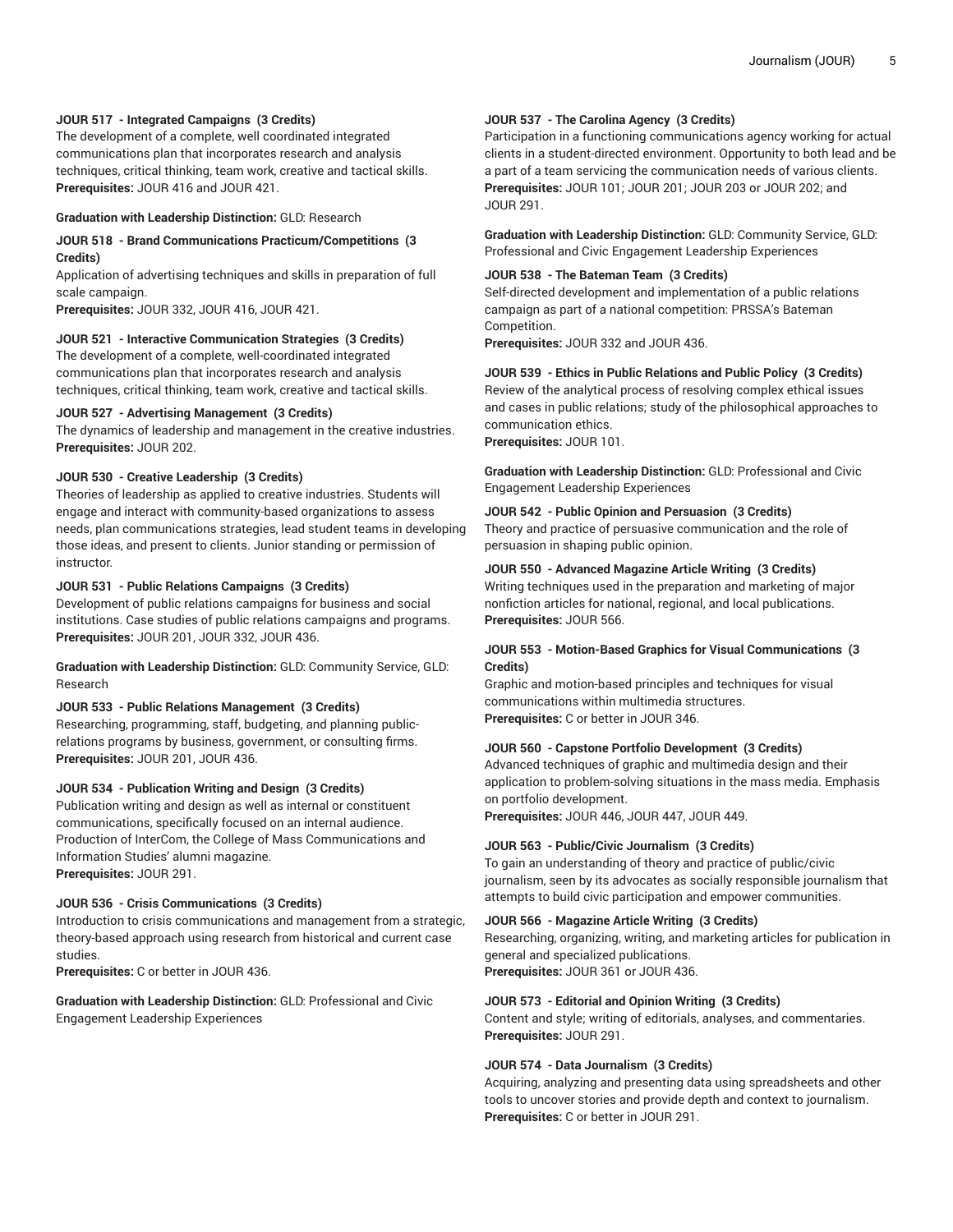**JOUR 517 - Integrated Campaigns (3 Credits)**
The development of a complete, well coordinated integrated communications plan that incorporates research and analysis techniques, critical thinking, team work, creative and tactical skills.
**Prerequisites:** JOUR 416 and JOUR 421.

**Graduation with Leadership Distinction:** GLD: Research

**JOUR 518 - Brand Communications Practicum/Competitions (3 Credits)**
Application of advertising techniques and skills in preparation of full scale campaign.
**Prerequisites:** JOUR 332, JOUR 416, JOUR 421.

**JOUR 521 - Interactive Communication Strategies (3 Credits)**
The development of a complete, well-coordinated integrated communications plan that incorporates research and analysis techniques, critical thinking, team work, creative and tactical skills.

**JOUR 527 - Advertising Management (3 Credits)**
The dynamics of leadership and management in the creative industries.
**Prerequisites:** JOUR 202.

**JOUR 530 - Creative Leadership (3 Credits)**
Theories of leadership as applied to creative industries. Students will engage and interact with community-based organizations to assess needs, plan communications strategies, lead student teams in developing those ideas, and present to clients. Junior standing or permission of instructor.

**JOUR 531 - Public Relations Campaigns (3 Credits)**
Development of public relations campaigns for business and social institutions. Case studies of public relations campaigns and programs.
**Prerequisites:** JOUR 201, JOUR 332, JOUR 436.

**Graduation with Leadership Distinction:** GLD: Community Service, GLD: Research

**JOUR 533 - Public Relations Management (3 Credits)**
Researching, programming, staff, budgeting, and planning public-relations programs by business, government, or consulting firms.
**Prerequisites:** JOUR 201, JOUR 436.

**JOUR 534 - Publication Writing and Design (3 Credits)**
Publication writing and design as well as internal or constituent communications, specifically focused on an internal audience. Production of InterCom, the College of Mass Communications and Information Studies' alumni magazine.
**Prerequisites:** JOUR 291.

**JOUR 536 - Crisis Communications (3 Credits)**
Introduction to crisis communications and management from a strategic, theory-based approach using research from historical and current case studies.
**Prerequisites:** C or better in JOUR 436.

**Graduation with Leadership Distinction:** GLD: Professional and Civic Engagement Leadership Experiences

**JOUR 537 - The Carolina Agency (3 Credits)**
Participation in a functioning communications agency working for actual clients in a student-directed environment. Opportunity to both lead and be a part of a team servicing the communication needs of various clients.
**Prerequisites:** JOUR 101; JOUR 201; JOUR 203 or JOUR 202; and JOUR 291.

**Graduation with Leadership Distinction:** GLD: Community Service, GLD: Professional and Civic Engagement Leadership Experiences

**JOUR 538 - The Bateman Team (3 Credits)**
Self-directed development and implementation of a public relations campaign as part of a national competition: PRSSA's Bateman Competition.
**Prerequisites:** JOUR 332 and JOUR 436.

**JOUR 539 - Ethics in Public Relations and Public Policy (3 Credits)**
Review of the analytical process of resolving complex ethical issues and cases in public relations; study of the philosophical approaches to communication ethics.
**Prerequisites:** JOUR 101.

**Graduation with Leadership Distinction:** GLD: Professional and Civic Engagement Leadership Experiences

**JOUR 542 - Public Opinion and Persuasion (3 Credits)**
Theory and practice of persuasive communication and the role of persuasion in shaping public opinion.

**JOUR 550 - Advanced Magazine Article Writing (3 Credits)**
Writing techniques used in the preparation and marketing of major nonfiction articles for national, regional, and local publications.
**Prerequisites:** JOUR 566.

**JOUR 553 - Motion-Based Graphics for Visual Communications (3 Credits)**
Graphic and motion-based principles and techniques for visual communications within multimedia structures.
**Prerequisites:** C or better in JOUR 346.

**JOUR 560 - Capstone Portfolio Development (3 Credits)**
Advanced techniques of graphic and multimedia design and their application to problem-solving situations in the mass media. Emphasis on portfolio development.
**Prerequisites:** JOUR 446, JOUR 447, JOUR 449.

**JOUR 563 - Public/Civic Journalism (3 Credits)**
To gain an understanding of theory and practice of public/civic journalism, seen by its advocates as socially responsible journalism that attempts to build civic participation and empower communities.

**JOUR 566 - Magazine Article Writing (3 Credits)**
Researching, organizing, writing, and marketing articles for publication in general and specialized publications.
**Prerequisites:** JOUR 361 or JOUR 436.

**JOUR 573 - Editorial and Opinion Writing (3 Credits)**
Content and style; writing of editorials, analyses, and commentaries.
**Prerequisites:** JOUR 291.

**JOUR 574 - Data Journalism (3 Credits)**
Acquiring, analyzing and presenting data using spreadsheets and other tools to uncover stories and provide depth and context to journalism.
**Prerequisites:** C or better in JOUR 291.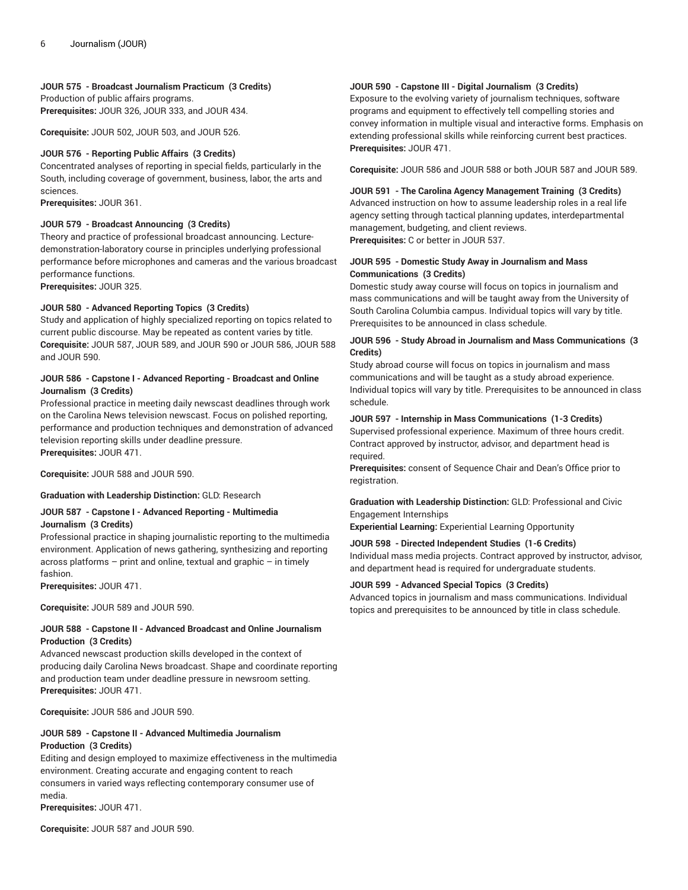#### JOUR 575 - Broadcast Journalism Practicum (3 Credits)

Production of public affairs programs.

**Prerequisites:** JOUR 326, JOUR 333, and JOUR 434.

**Corequisite:** JOUR 502, JOUR 503, and JOUR 526.

#### JOUR 576 - Reporting Public Affairs (3 Credits)

Concentrated analyses of reporting in special fields, particularly in the South, including coverage of government, business, labor, the arts and sciences.

**Prerequisites:** JOUR 361.

#### JOUR 579 - Broadcast Announcing (3 Credits)

Theory and practice of professional broadcast announcing. Lecture-demonstration-laboratory course in principles underlying professional performance before microphones and cameras and the various broadcast performance functions.

**Prerequisites:** JOUR 325.

#### JOUR 580 - Advanced Reporting Topics (3 Credits)

Study and application of highly specialized reporting on topics related to current public discourse. May be repeated as content varies by title.

**Corequisite:** JOUR 587, JOUR 589, and JOUR 590 or JOUR 586, JOUR 588 and JOUR 590.

#### JOUR 586 - Capstone I - Advanced Reporting - Broadcast and Online Journalism (3 Credits)

Professional practice in meeting daily newscast deadlines through work on the Carolina News television newscast. Focus on polished reporting, performance and production techniques and demonstration of advanced television reporting skills under deadline pressure.

**Prerequisites:** JOUR 471.

**Corequisite:** JOUR 588 and JOUR 590.

**Graduation with Leadership Distinction:** GLD: Research

#### JOUR 587 - Capstone I - Advanced Reporting - Multimedia Journalism (3 Credits)

Professional practice in shaping journalistic reporting to the multimedia environment. Application of news gathering, synthesizing and reporting across platforms – print and online, textual and graphic – in timely fashion.

**Prerequisites:** JOUR 471.

**Corequisite:** JOUR 589 and JOUR 590.

#### JOUR 588 - Capstone II - Advanced Broadcast and Online Journalism Production (3 Credits)

Advanced newscast production skills developed in the context of producing daily Carolina News broadcast. Shape and coordinate reporting and production team under deadline pressure in newsroom setting.

**Prerequisites:** JOUR 471.

**Corequisite:** JOUR 586 and JOUR 590.

#### JOUR 589 - Capstone II - Advanced Multimedia Journalism Production (3 Credits)

Editing and design employed to maximize effectiveness in the multimedia environment. Creating accurate and engaging content to reach consumers in varied ways reflecting contemporary consumer use of media.

**Prerequisites:** JOUR 471.

**Corequisite:** JOUR 587 and JOUR 590.

#### JOUR 590 - Capstone III - Digital Journalism (3 Credits)

Exposure to the evolving variety of journalism techniques, software programs and equipment to effectively tell compelling stories and convey information in multiple visual and interactive forms. Emphasis on extending professional skills while reinforcing current best practices.

**Prerequisites:** JOUR 471.

**Corequisite:** JOUR 586 and JOUR 588 or both JOUR 587 and JOUR 589.

#### JOUR 591 - The Carolina Agency Management Training (3 Credits)

Advanced instruction on how to assume leadership roles in a real life agency setting through tactical planning updates, interdepartmental management, budgeting, and client reviews.

**Prerequisites:** C or better in JOUR 537.

#### JOUR 595 - Domestic Study Away in Journalism and Mass Communications (3 Credits)

Domestic study away course will focus on topics in journalism and mass communications and will be taught away from the University of South Carolina Columbia campus. Individual topics will vary by title. Prerequisites to be announced in class schedule.

#### JOUR 596 - Study Abroad in Journalism and Mass Communications (3 Credits)

Study abroad course will focus on topics in journalism and mass communications and will be taught as a study abroad experience. Individual topics will vary by title. Prerequisites to be announced in class schedule.

#### JOUR 597 - Internship in Mass Communications (1-3 Credits)

Supervised professional experience. Maximum of three hours credit. Contract approved by instructor, advisor, and department head is required.

**Prerequisites:** consent of Sequence Chair and Dean's Office prior to registration.

**Graduation with Leadership Distinction:** GLD: Professional and Civic Engagement Internships

**Experiential Learning:** Experiential Learning Opportunity

#### JOUR 598 - Directed Independent Studies (1-6 Credits)

Individual mass media projects. Contract approved by instructor, advisor, and department head is required for undergraduate students.

#### JOUR 599 - Advanced Special Topics (3 Credits)

Advanced topics in journalism and mass communications. Individual topics and prerequisites to be announced by title in class schedule.